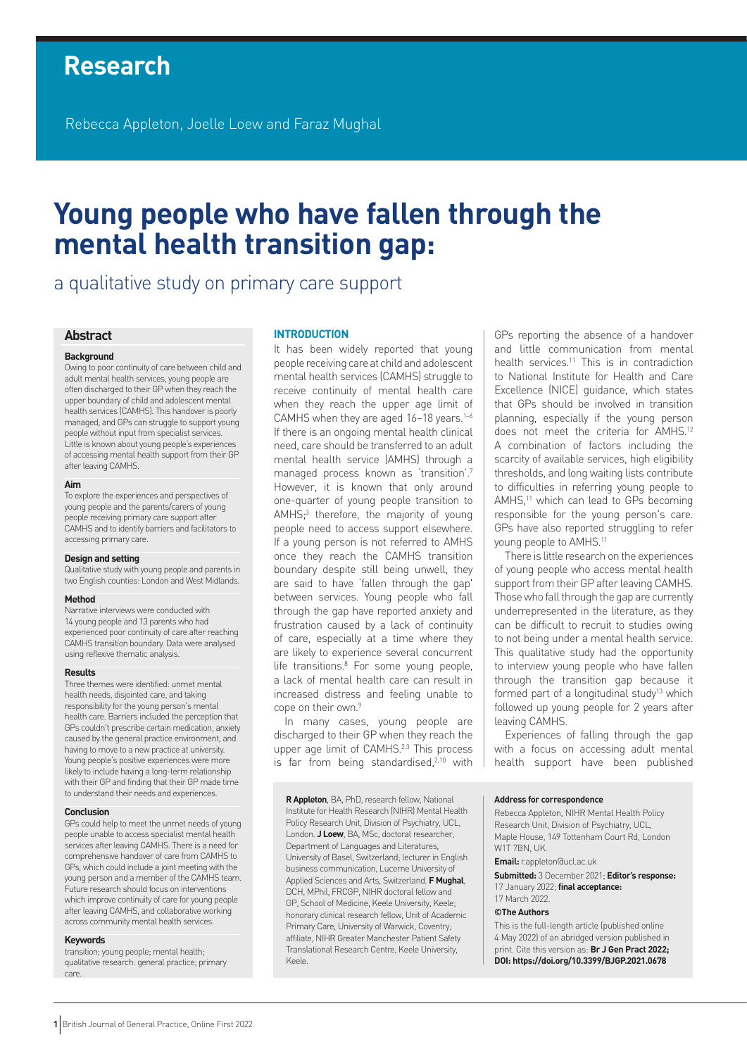# Research

Rebecca Appleton, Joelle Loew and Faraz Mughal

# Young people who have fallen through the mental health transition gap:

## a qualitative study on primary care support

## Abstract

### Background

Owing to poor continuity of care between child and adult mental health services, young people are often discharged to their GP when they reach the upper boundary of child and adolescent mental health services (CAMHS). This handover is poorly managed, and GPs can struggle to support young people without input from specialist services. Little is known about young people's experiences of accessing mental health support from their GP after leaving CAMHS.

### Aim

To explore the experiences and perspectives of young people and the parents/carers of young people receiving primary care support after CAMHS and to identify barriers and facilitators to accessing primary care.

### Design and setting

Qualitative study with young people and parents in two English counties: London and West Midlands.

### Method

Narrative interviews were conducted with 14 young people and 13 parents who had experienced poor continuity of care after reaching CAMHS transition boundary. Data were analysed using reflexive thematic analysis.

### Results

Three themes were identified: unmet mental health needs, disjointed care, and taking responsibility for the young person's mental health care. Barriers included the perception that GPs couldn't prescribe certain medication, anxiety caused by the general practice environment, and having to move to a new practice at university. Young people's positive experiences were more likely to include having a long-term relationship with their GP and finding that their GP made time to understand their needs and experiences.

### Conclusion

GPs could help to meet the unmet needs of young people unable to access specialist mental health services after leaving CAMHS. There is a need for comprehensive handover of care from CAMHS to GPs, which could include a joint meeting with the young person and a member of the CAMHS team. Future research should focus on interventions which improve continuity of care for young people after leaving CAMHS, and collaborative working across community mental health services.

### Keywords

transition; young people; mental health; qualitative research: general practice; primary care.

## INTRODUCTION

It has been widely reported that young people receiving care at child and adolescent mental health services (CAMHS) struggle to receive continuity of mental health care when they reach the upper age limit of CAMHS when they are aged 16–18 years.[1–6] If there is an ongoing mental health clinical need, care should be transferred to an adult mental health service (AMHS) through a managed process known as 'transition'.[7] However, it is known that only around one-quarter of young people transition to AMHS;[3] therefore, the majority of young people need to access support elsewhere. If a young person is not referred to AMHS once they reach the CAMHS transition boundary despite still being unwell, they are said to have 'fallen through the gap' between services. Young people who fall through the gap have reported anxiety and frustration caused by a lack of continuity of care, especially at a time where they are likely to experience several concurrent life transitions.[8] For some young people, a lack of mental health care can result in increased distress and feeling unable to cope on their own.[9]

In many cases, young people are discharged to their GP when they reach the upper age limit of CAMHS.[2,3] This process is far from being standardised,[2,10] with GPs reporting the absence of a handover and little communication from mental health services.[11] This is in contradiction to National Institute for Health and Care Excellence (NICE) guidance, which states that GPs should be involved in transition planning, especially if the young person does not meet the criteria for AMHS.[12] A combination of factors including the scarcity of available services, high eligibility thresholds, and long waiting lists contribute to difficulties in referring young people to AMHS,[11] which can lead to GPs becoming responsible for the young person's care. GPs have also reported struggling to refer young people to AMHS.[11]

There is little research on the experiences of young people who access mental health support from their GP after leaving CAMHS. Those who fall through the gap are currently underrepresented in the literature, as they can be difficult to recruit to studies owing to not being under a mental health service. This qualitative study had the opportunity to interview young people who have fallen through the transition gap because it formed part of a longitudinal study[13] which followed up young people for 2 years after leaving CAMHS.

Experiences of falling through the gap with a focus on accessing adult mental health support have been published

**R Appleton**, BA, PhD, research fellow, National Institute for Health Research (NIHR) Mental Health Policy Research Unit, Division of Psychiatry, UCL, London. **J Loew**, BA, MSc, doctoral researcher, Department of Languages and Literatures, University of Basel, Switzerland; lecturer in English business communication, Lucerne University of Applied Sciences and Arts, Switzerland. **F Mughal**, DCH, MPhil, FRCGP, NIHR doctoral fellow and GP, School of Medicine, Keele University, Keele; honorary clinical research fellow, Unit of Academic Primary Care, University of Warwick, Coventry; affiliate, NIHR Greater Manchester Patient Safety Translational Research Centre, Keele University, Keele.

**Address for correspondence**

Rebecca Appleton, NIHR Mental Health Policy Research Unit, Division of Psychiatry, UCL, Maple House, 149 Tottenham Court Rd, London W1T 7BN, UK.

**Email:** r.appleton@ucl.ac.uk

**Submitted:** 3 December 2021; **Editor's response:** 17 January 2022; **final acceptance:** 17 March 2022.

**©The Authors**

This is the full-length article (published online 4 May 2022) of an abridged version published in print. Cite this version as: **Br J Gen Pract 2022; DOI: https://doi.org/10.3399/BJGP.2021.0678**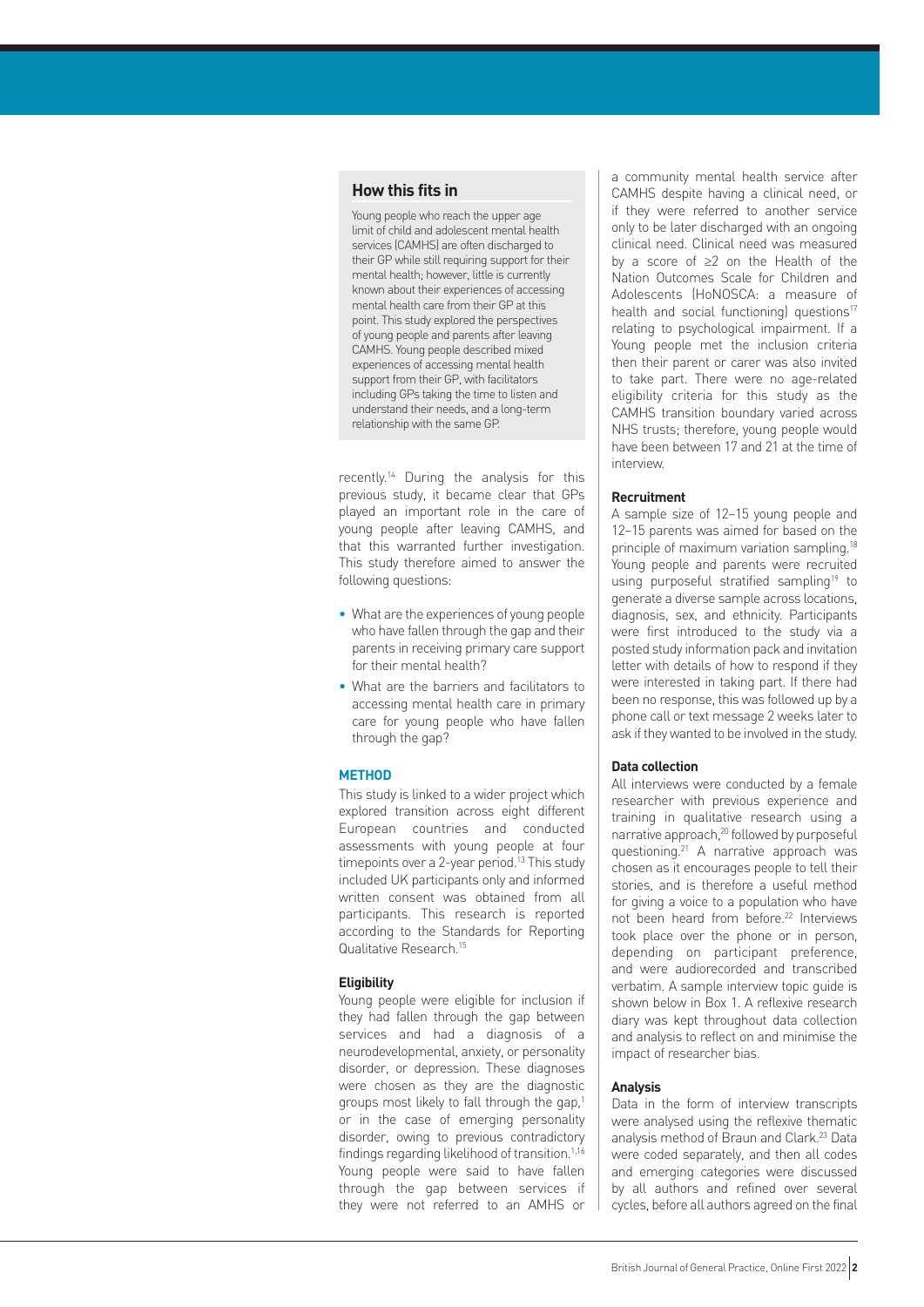## How this fits in

Young people who reach the upper age limit of child and adolescent mental health services (CAMHS) are often discharged to their GP while still requiring support for their mental health; however, little is currently known about their experiences of accessing mental health care from their GP at this point. This study explored the perspectives of young people and parents after leaving CAMHS. Young people described mixed experiences of accessing mental health support from their GP, with facilitators including GPs taking the time to listen and understand their needs, and a long-term relationship with the same GP.

recently.[14] During the analysis for this previous study, it became clear that GPs played an important role in the care of young people after leaving CAMHS, and that this warranted further investigation. This study therefore aimed to answer the following questions:

- What are the experiences of young people who have fallen through the gap and their parents in receiving primary care support for their mental health?
- What are the barriers and facilitators to accessing mental health care in primary care for young people who have fallen through the gap?

## METHOD

This study is linked to a wider project which explored transition across eight different European countries and conducted assessments with young people at four timepoints over a 2-year period.[13] This study included UK participants only and informed written consent was obtained from all participants. This research is reported according to the Standards for Reporting Qualitative Research.[15]

### Eligibility

Young people were eligible for inclusion if they had fallen through the gap between services and had a diagnosis of a neurodevelopmental, anxiety, or personality disorder, or depression. These diagnoses were chosen as they are the diagnostic groups most likely to fall through the gap,[1] or in the case of emerging personality disorder, owing to previous contradictory findings regarding likelihood of transition.[1,16] Young people were said to have fallen through the gap between services if they were not referred to an AMHS or a community mental health service after CAMHS despite having a clinical need, or if they were referred to another service only to be later discharged with an ongoing clinical need. Clinical need was measured by a score of ≥2 on the Health of the Nation Outcomes Scale for Children and Adolescents (HoNOSCA: a measure of health and social functioning) questions[17] relating to psychological impairment. If a Young people met the inclusion criteria then their parent or carer was also invited to take part. There were no age-related eligibility criteria for this study as the CAMHS transition boundary varied across NHS trusts; therefore, young people would have been between 17 and 21 at the time of interview.

### Recruitment

A sample size of 12–15 young people and 12–15 parents was aimed for based on the principle of maximum variation sampling.[18] Young people and parents were recruited using purposeful stratified sampling[19] to generate a diverse sample across locations, diagnosis, sex, and ethnicity. Participants were first introduced to the study via a posted study information pack and invitation letter with details of how to respond if they were interested in taking part. If there had been no response, this was followed up by a phone call or text message 2 weeks later to ask if they wanted to be involved in the study.

### Data collection

All interviews were conducted by a female researcher with previous experience and training in qualitative research using a narrative approach,[20] followed by purposeful questioning.[21] A narrative approach was chosen as it encourages people to tell their stories, and is therefore a useful method for giving a voice to a population who have not been heard from before.[22] Interviews took place over the phone or in person, depending on participant preference, and were audiorecorded and transcribed verbatim. A sample interview topic guide is shown below in Box 1. A reflexive research diary was kept throughout data collection and analysis to reflect on and minimise the impact of researcher bias.

### Analysis

Data in the form of interview transcripts were analysed using the reflexive thematic analysis method of Braun and Clark.[23] Data were coded separately, and then all codes and emerging categories were discussed by all authors and refined over several cycles, before all authors agreed on the final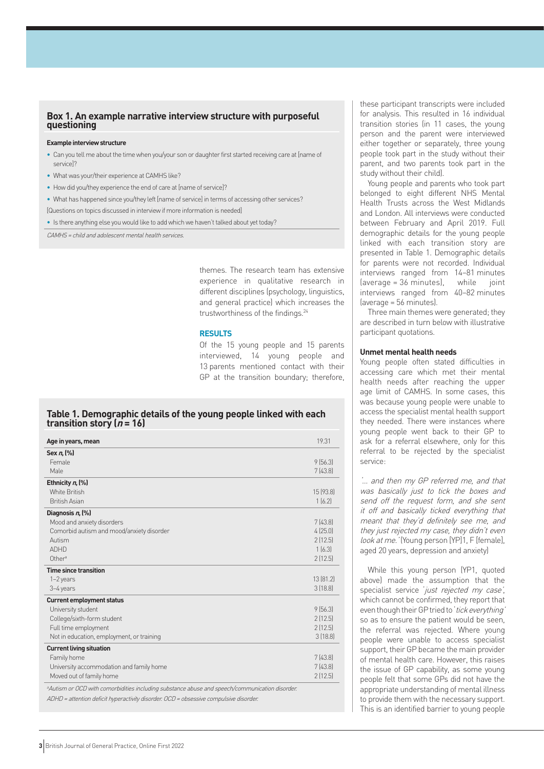## Box 1. An example narrative interview structure with purposeful questioning

**Example interview structure**

- Can you tell me about the time when you/your son or daughter first started receiving care at [name of service]?
- What was your/their experience at CAMHS like?
- How did you/they experience the end of care at [name of service]?
- What has happened since you/they left [name of service] in terms of accessing other services?

[Questions on topics discussed in interview if more information is needed]

- Is there anything else you would like to add which we haven't talked about yet today?

*CAMHS = child and adolescent mental health services.*

themes. The research team has extensive experience in qualitative research in different disciplines (psychology, linguistics, and general practice) which increases the trustworthiness of the findings.[24]

## RESULTS

Of the 15 young people and 15 parents interviewed, 14 young people and 13 parents mentioned contact with their GP at the transition boundary; therefore, these participant transcripts were included for analysis. This resulted in 16 individual transition stories (in 11 cases, the young person and the parent were interviewed either together or separately, three young people took part in the study without their parent, and two parents took part in the study without their child).

Young people and parents who took part belonged to eight different NHS Mental Health Trusts across the West Midlands and London. All interviews were conducted between February and April 2019. Full demographic details for the young people linked with each transition story are presented in Table 1. Demographic details for parents were not recorded. Individual interviews ranged from 14–81 minutes (average = 36 minutes), while joint interviews ranged from 40–82 minutes (average = 56 minutes).

Three main themes were generated; they are described in turn below with illustrative participant quotations.

**Table 1. Demographic details of the young people linked with each transition story ($n = 16$)**

| **Age in years, mean** | 19.31 |
|---|---|
| **Sex *n*, (%)** | |
| Female | 9 (56.3) |
| Male | 7 (43.8) |
| **Ethnicity *n*, (%)** | |
| White British | 15 (93.8) |
| British Asian | 1 (6.2) |
| **Diagnosis *n*, (%)** | |
| Mood and anxiety disorders | 7 (43.8) |
| Comorbid autism and mood/anxiety disorder | 4 (25.0) |
| Autism | 2 (12.5) |
| ADHD | 1 (6.3) |
| Other[a] | 2 (12.5) |
| **Time since transition** | |
| 1–2 years | 13 (81.2) |
| 3–4 years | 3 (18.8) |
| **Current employment status** | |
| University student | 9 (56.3) |
| College/sixth-form student | 2 (12.5) |
| Full time employment | 2 (12.5) |
| Not in education, employment, or training | 3 (18.8) |
| **Current living situation** | |
| Family home | 7 (43.8) |
| University accommodation and family home | 7 (43.8) |
| Moved out of family home | 2 (12.5) |

*[a]Autism or OCD with comorbidities including substance abuse and speech/communication disorder.*

*ADHD = attention deficit hyperactivity disorder. OCD = obsessive compulsive disorder.*

### Unmet mental health needs

Young people often stated difficulties in accessing care which met their mental health needs after reaching the upper age limit of CAMHS. In some cases, this was because young people were unable to access the specialist mental health support they needed. There were instances where young people went back to their GP to ask for a referral elsewhere, only for this referral to be rejected by the specialist service:

*'... and then my GP referred me, and that was basically just to tick the boxes and send off the request form, and she sent it off and basically ticked everything that meant that they'd definitely see me, and they just rejected my case, they didn't even look at me.'* (Young person [YP]1, F [female], aged 20 years, depression and anxiety)

While this young person (YP1, quoted above) made the assumption that the specialist service *'just rejected my case'*, which cannot be confirmed, they report that even though their GP tried to *'tick everything'* so as to ensure the patient would be seen, the referral was rejected. Where young people were unable to access specialist support, their GP became the main provider of mental health care. However, this raises the issue of GP capability, as some young people felt that some GPs did not have the appropriate understanding of mental illness to provide them with the necessary support. This is an identified barrier to young people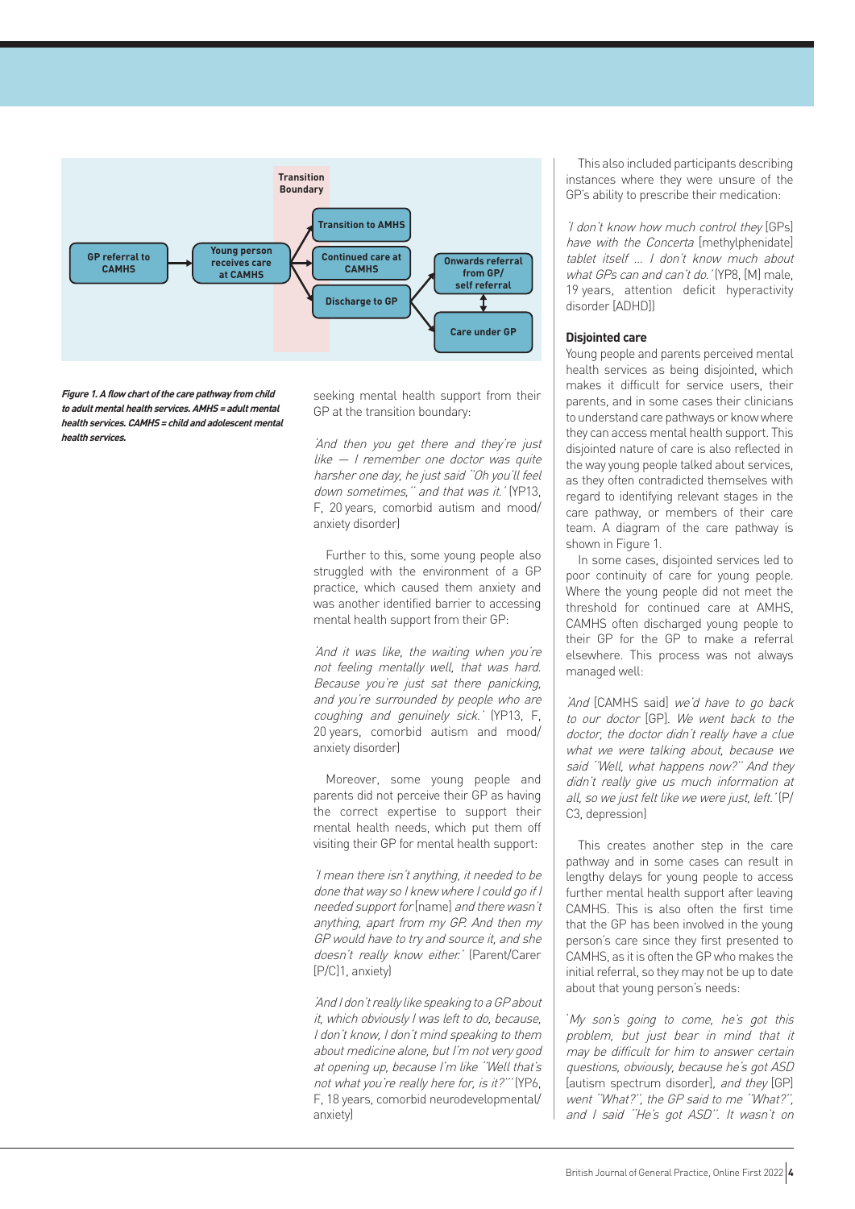Transition Boundary

GP referral to CAMHS → Young person receives care at CAMHS → Transition to AMHS / Continued care at CAMHS / Discharge to GP → Onwards referral from GP/ self referral ↔ Care under GP

***Figure 1. A flow chart of the care pathway from child to adult mental health services. AMHS = adult mental health services. CAMHS = child and adolescent mental health services.***

seeking mental health support from their GP at the transition boundary:

*'And then you get there and they're just like — I remember one doctor was quite harsher one day, he just said "Oh you'll feel down sometimes," and that was it.'* (YP13, F, 20 years, comorbid autism and mood/ anxiety disorder)

Further to this, some young people also struggled with the environment of a GP practice, which caused them anxiety and was another identified barrier to accessing mental health support from their GP:

*'And it was like, the waiting when you're not feeling mentally well, that was hard. Because you're just sat there panicking, and you're surrounded by people who are coughing and genuinely sick.'* (YP13, F, 20 years, comorbid autism and mood/ anxiety disorder)

Moreover, some young people and parents did not perceive their GP as having the correct expertise to support their mental health needs, which put them off visiting their GP for mental health support:

*'I mean there isn't anything, it needed to be done that way so I knew where I could go if I needed support for* [name] *and there wasn't anything, apart from my GP. And then my GP would have to try and source it, and she doesn't really know either.'* (Parent/Carer [P/C]1, anxiety)

*'And I don't really like speaking to a GP about it, which obviously I was left to do, because, I don't know, I don't mind speaking to them about medicine alone, but I'm not very good at opening up, because I'm like "Well that's not what you're really here for, is it?"'* (YP6, F, 18 years, comorbid neurodevelopmental/ anxiety)

This also included participants describing instances where they were unsure of the GP's ability to prescribe their medication:

*'I don't know how much control they* [GPs] *have with the Concerta* [methylphenidate] *tablet itself … I don't know much about what GPs can and can't do.'* (YP8, [M] male, 19 years, attention deficit hyperactivity disorder [ADHD])

#### Disjointed care

Young people and parents perceived mental health services as being disjointed, which makes it difficult for service users, their parents, and in some cases their clinicians to understand care pathways or know where they can access mental health support. This disjointed nature of care is also reflected in the way young people talked about services, as they often contradicted themselves with regard to identifying relevant stages in the care pathway, or members of their care team. A diagram of the care pathway is shown in Figure 1.

In some cases, disjointed services led to poor continuity of care for young people. Where the young people did not meet the threshold for continued care at AMHS, CAMHS often discharged young people to their GP for the GP to make a referral elsewhere. This process was not always managed well:

*'And* [CAMHS said] *we'd have to go back to our doctor* [GP]*. We went back to the doctor, the doctor didn't really have a clue what we were talking about, because we said "Well, what happens now?" And they didn't really give us much information at all, so we just felt like we were just, left.'* (P/ C3, depression)

This creates another step in the care pathway and in some cases can result in lengthy delays for young people to access further mental health support after leaving CAMHS. This is also often the first time that the GP has been involved in the young person's care since they first presented to CAMHS, as it is often the GP who makes the initial referral, so they may not be up to date about that young person's needs:

*'My son's going to come, he's got this problem, but just bear in mind that it may be difficult for him to answer certain questions, obviously, because he's got ASD* [autism spectrum disorder]*, and they* [GP] *went "What?", the GP said to me "What?", and I said "He's got ASD". It wasn't on*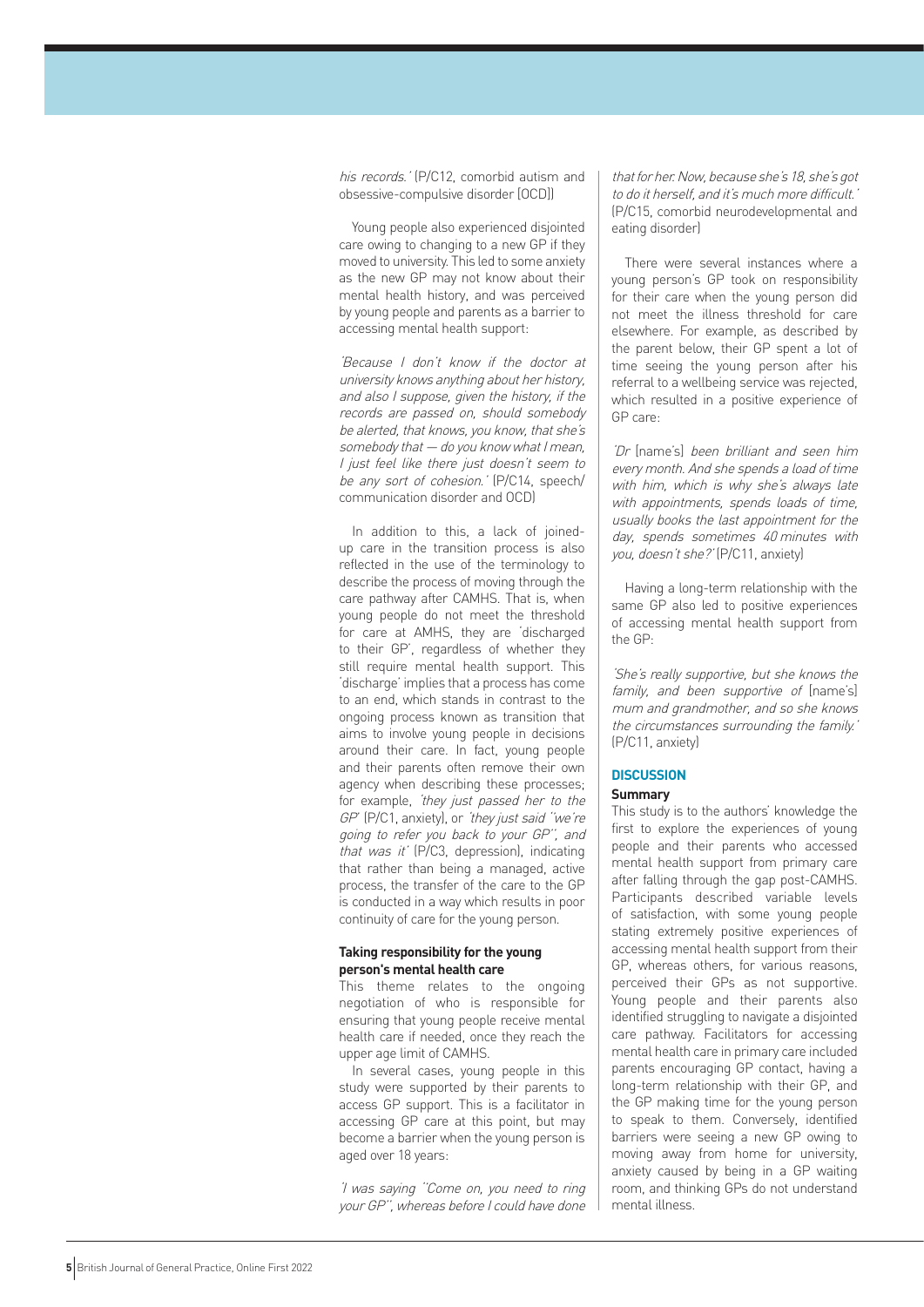*his records.'* (P/C12, comorbid autism and obsessive-compulsive disorder [OCD])

Young people also experienced disjointed care owing to changing to a new GP if they moved to university. This led to some anxiety as the new GP may not know about their mental health history, and was perceived by young people and parents as a barrier to accessing mental health support:

*'Because I don't know if the doctor at university knows anything about her history, and also I suppose, given the history, if the records are passed on, should somebody be alerted, that knows, you know, that she's somebody that — do you know what I mean, I just feel like there just doesn't seem to be any sort of cohesion.'* (P/C14, speech/communication disorder and OCD)

In addition to this, a lack of joined-up care in the transition process is also reflected in the use of the terminology to describe the process of moving through the care pathway after CAMHS. That is, when young people do not meet the threshold for care at AMHS, they are 'discharged to their GP', regardless of whether they still require mental health support. This 'discharge' implies that a process has come to an end, which stands in contrast to the ongoing process known as transition that aims to involve young people in decisions around their care. In fact, young people and their parents often remove their own agency when describing these processes; for example, *'they just passed her to the GP'* (P/C1, anxiety), or *'they just said "we're going to refer you back to your GP", and that was it'* (P/C3, depression), indicating that rather than being a managed, active process, the transfer of the care to the GP is conducted in a way which results in poor continuity of care for the young person.

#### Taking responsibility for the young person's mental health care

This theme relates to the ongoing negotiation of who is responsible for ensuring that young people receive mental health care if needed, once they reach the upper age limit of CAMHS.

In several cases, young people in this study were supported by their parents to access GP support. This is a facilitator in accessing GP care at this point, but may become a barrier when the young person is aged over 18 years:

*'I was saying "Come on, you need to ring your GP", whereas before I could have done that for her. Now, because she's 18, she's got to do it herself, and it's much more difficult.'* (P/C15, comorbid neurodevelopmental and eating disorder)

There were several instances where a young person's GP took on responsibility for their care when the young person did not meet the illness threshold for care elsewhere. For example, as described by the parent below, their GP spent a lot of time seeing the young person after his referral to a wellbeing service was rejected, which resulted in a positive experience of GP care:

*'Dr* [name's] *been brilliant and seen him every month. And she spends a load of time with him, which is why she's always late with appointments, spends loads of time, usually books the last appointment for the day, spends sometimes 40 minutes with you, doesn't she?'* (P/C11, anxiety)

Having a long-term relationship with the same GP also led to positive experiences of accessing mental health support from the GP:

*'She's really supportive, but she knows the family, and been supportive of* [name's] *mum and grandmother, and so she knows the circumstances surrounding the family.'* (P/C11, anxiety)

## DISCUSSION

#### Summary

This study is to the authors' knowledge the first to explore the experiences of young people and their parents who accessed mental health support from primary care after falling through the gap post-CAMHS. Participants described variable levels of satisfaction, with some young people stating extremely positive experiences of accessing mental health support from their GP, whereas others, for various reasons, perceived their GPs as not supportive. Young people and their parents also identified struggling to navigate a disjointed care pathway. Facilitators for accessing mental health care in primary care included parents encouraging GP contact, having a long-term relationship with their GP, and the GP making time for the young person to speak to them. Conversely, identified barriers were seeing a new GP owing to moving away from home for university, anxiety caused by being in a GP waiting room, and thinking GPs do not understand mental illness.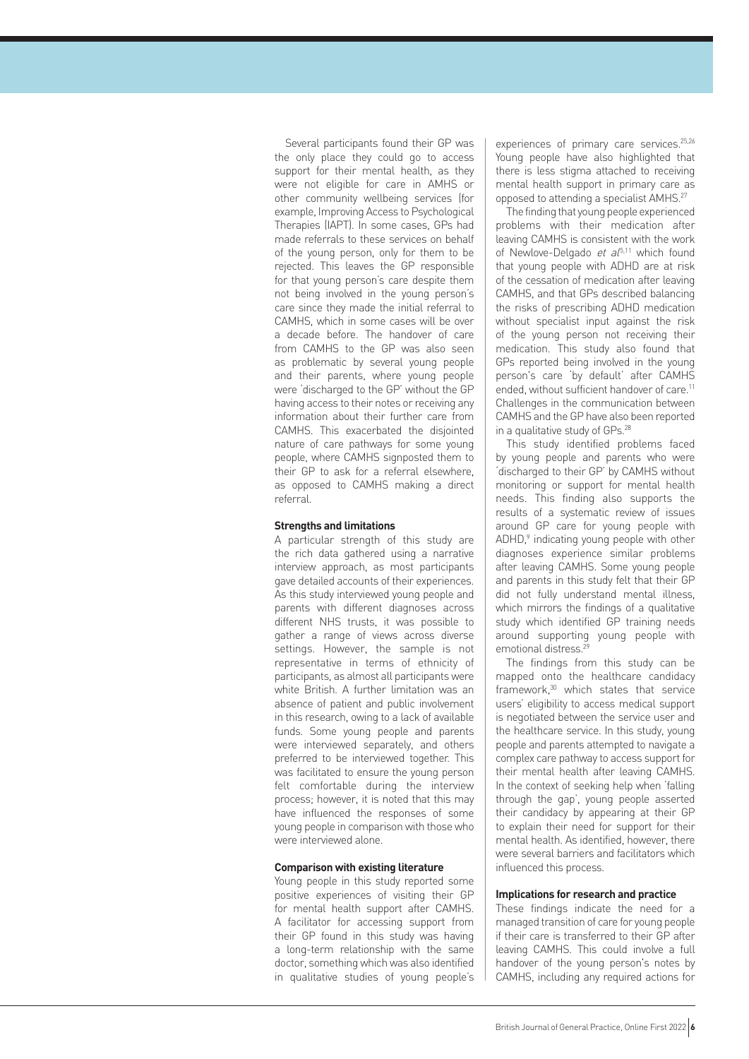Several participants found their GP was the only place they could go to access support for their mental health, as they were not eligible for care in AMHS or other community wellbeing services (for example, Improving Access to Psychological Therapies (IAPT). In some cases, GPs had made referrals to these services on behalf of the young person, only for them to be rejected. This leaves the GP responsible for that young person's care despite them not being involved in the young person's care since they made the initial referral to CAMHS, which in some cases will be over a decade before. The handover of care from CAMHS to the GP was also seen as problematic by several young people and their parents, where young people were 'discharged to the GP' without the GP having access to their notes or receiving any information about their further care from CAMHS. This exacerbated the disjointed nature of care pathways for some young people, where CAMHS signposted them to their GP to ask for a referral elsewhere, as opposed to CAMHS making a direct referral.

### Strengths and limitations

A particular strength of this study are the rich data gathered using a narrative interview approach, as most participants gave detailed accounts of their experiences. As this study interviewed young people and parents with different diagnoses across different NHS trusts, it was possible to gather a range of views across diverse settings. However, the sample is not representative in terms of ethnicity of participants, as almost all participants were white British. A further limitation was an absence of patient and public involvement in this research, owing to a lack of available funds. Some young people and parents were interviewed separately, and others preferred to be interviewed together. This was facilitated to ensure the young person felt comfortable during the interview process; however, it is noted that this may have influenced the responses of some young people in comparison with those who were interviewed alone.

### Comparison with existing literature

Young people in this study reported some positive experiences of visiting their GP for mental health support after CAMHS. A facilitator for accessing support from their GP found in this study was having a long-term relationship with the same doctor, something which was also identified in qualitative studies of young people's experiences of primary care services.[25,26] Young people have also highlighted that there is less stigma attached to receiving mental health support in primary care as opposed to attending a specialist AMHS.[27]

The finding that young people experienced problems with their medication after leaving CAMHS is consistent with the work of Newlove-Delgado *et al*[5,11] which found that young people with ADHD are at risk of the cessation of medication after leaving CAMHS, and that GPs described balancing the risks of prescribing ADHD medication without specialist input against the risk of the young person not receiving their medication. This study also found that GPs reported being involved in the young person's care 'by default' after CAMHS ended, without sufficient handover of care.[11] Challenges in the communication between CAMHS and the GP have also been reported in a qualitative study of GPs.[28]

This study identified problems faced by young people and parents who were 'discharged to their GP' by CAMHS without monitoring or support for mental health needs. This finding also supports the results of a systematic review of issues around GP care for young people with ADHD,[9] indicating young people with other diagnoses experience similar problems after leaving CAMHS. Some young people and parents in this study felt that their GP did not fully understand mental illness, which mirrors the findings of a qualitative study which identified GP training needs around supporting young people with emotional distress.[29]

The findings from this study can be mapped onto the healthcare candidacy framework,[30] which states that service users' eligibility to access medical support is negotiated between the service user and the healthcare service. In this study, young people and parents attempted to navigate a complex care pathway to access support for their mental health after leaving CAMHS. In the context of seeking help when 'falling through the gap', young people asserted their candidacy by appearing at their GP to explain their need for support for their mental health. As identified, however, there were several barriers and facilitators which influenced this process.

### Implications for research and practice

These findings indicate the need for a managed transition of care for young people if their care is transferred to their GP after leaving CAMHS. This could involve a full handover of the young person's notes by CAMHS, including any required actions for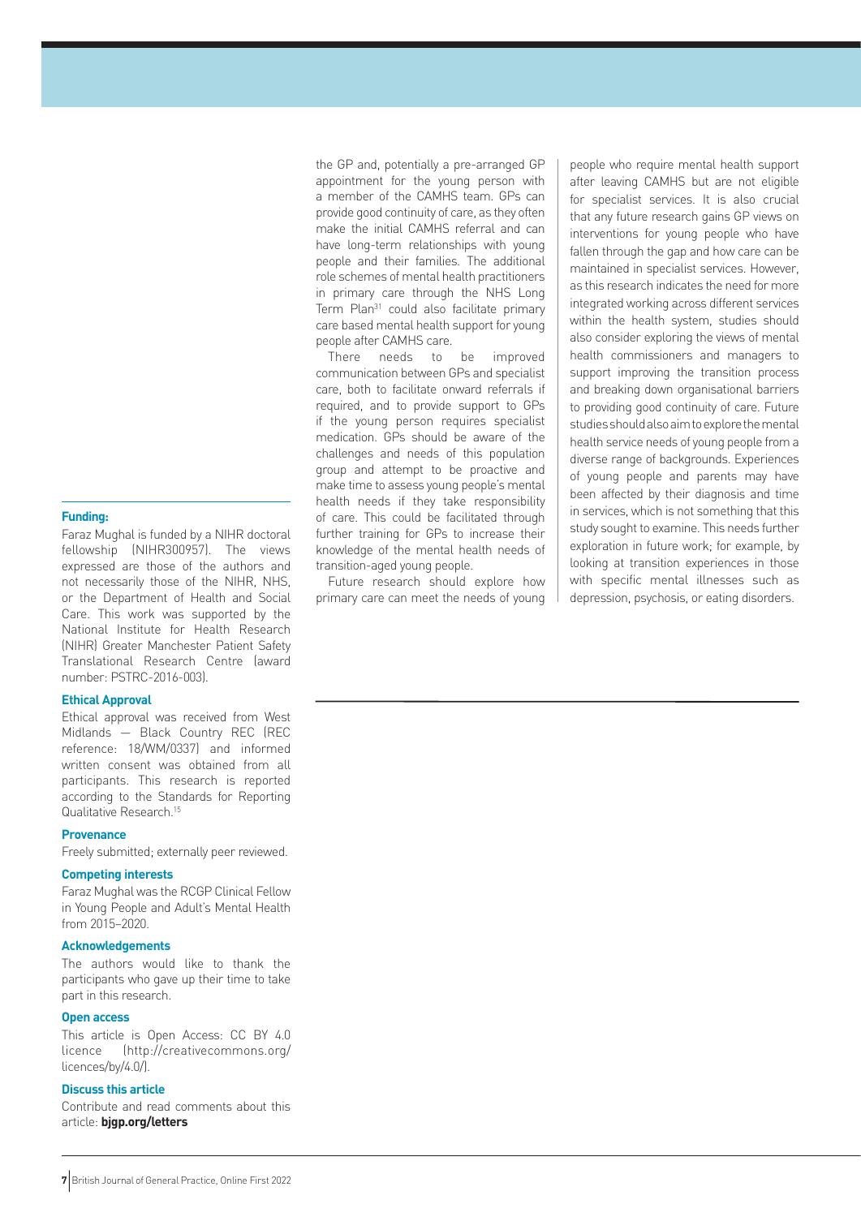the GP and, potentially a pre-arranged GP appointment for the young person with a member of the CAMHS team. GPs can provide good continuity of care, as they often make the initial CAMHS referral and can have long-term relationships with young people and their families. The additional role schemes of mental health practitioners in primary care through the NHS Long Term Plan[31] could also facilitate primary care based mental health support for young people after CAMHS care.

There needs to be improved communication between GPs and specialist care, both to facilitate onward referrals if required, and to provide support to GPs if the young person requires specialist medication. GPs should be aware of the challenges and needs of this population group and attempt to be proactive and make time to assess young people's mental health needs if they take responsibility of care. This could be facilitated through further training for GPs to increase their knowledge of the mental health needs of transition-aged young people.

Future research should explore how primary care can meet the needs of young people who require mental health support after leaving CAMHS but are not eligible for specialist services. It is also crucial that any future research gains GP views on interventions for young people who have fallen through the gap and how care can be maintained in specialist services. However, as this research indicates the need for more integrated working across different services within the health system, studies should also consider exploring the views of mental health commissioners and managers to support improving the transition process and breaking down organisational barriers to providing good continuity of care. Future studies should also aim to explore the mental health service needs of young people from a diverse range of backgrounds. Experiences of young people and parents may have been affected by their diagnosis and time in services, which is not something that this study sought to examine. This needs further exploration in future work; for example, by looking at transition experiences in those with specific mental illnesses such as depression, psychosis, or eating disorders.

### Funding:

Faraz Mughal is funded by a NIHR doctoral fellowship (NIHR300957). The views expressed are those of the authors and not necessarily those of the NIHR, NHS, or the Department of Health and Social Care. This work was supported by the National Institute for Health Research (NIHR) Greater Manchester Patient Safety Translational Research Centre (award number: PSTRC-2016-003).

### Ethical Approval

Ethical approval was received from West Midlands — Black Country REC (REC reference: 18/WM/0337) and informed written consent was obtained from all participants. This research is reported according to the Standards for Reporting Qualitative Research.[15]

### Provenance

Freely submitted; externally peer reviewed.

### Competing interests

Faraz Mughal was the RCGP Clinical Fellow in Young People and Adult's Mental Health from 2015–2020.

### Acknowledgements

The authors would like to thank the participants who gave up their time to take part in this research.

### Open access

This article is Open Access: CC BY 4.0 licence (http://creativecommons.org/licences/by/4.0/).

### Discuss this article

Contribute and read comments about this article: **bjgp.org/letters**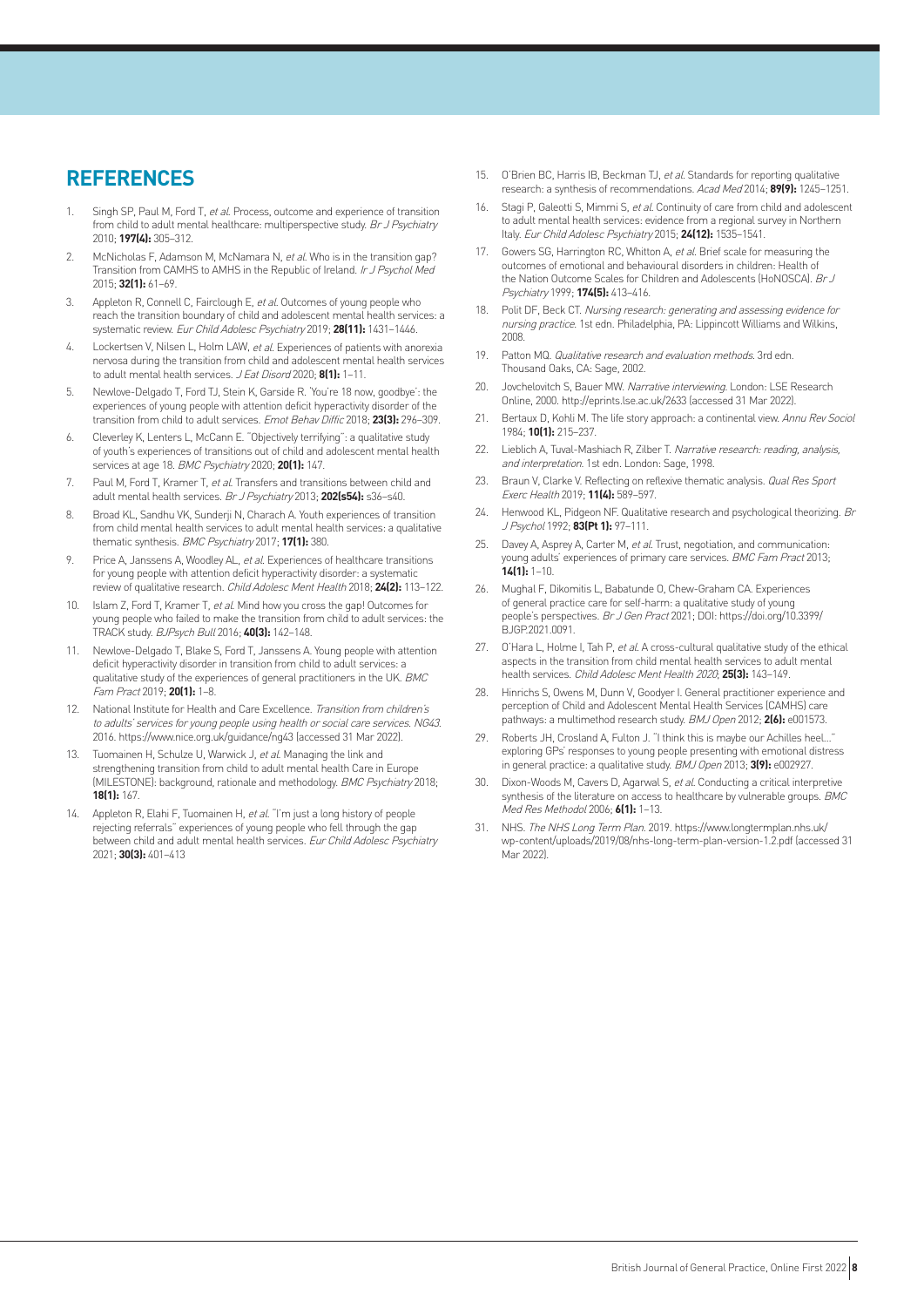## REFERENCES

1. Singh SP, Paul M, Ford T, *et al.* Process, outcome and experience of transition from child to adult mental healthcare: multiperspective study. *Br J Psychiatry* 2010; **197(4):** 305–312.
2. McNicholas F, Adamson M, McNamara N, *et al.* Who is in the transition gap? Transition from CAMHS to AMHS in the Republic of Ireland. *Ir J Psychol Med* 2015; **32(1):** 61–69.
3. Appleton R, Connell C, Fairclough E, *et al.* Outcomes of young people who reach the transition boundary of child and adolescent mental health services: a systematic review. *Eur Child Adolesc Psychiatry* 2019; **28(11):** 1431–1446.
4. Lockertsen V, Nilsen L, Holm LAW, *et al.* Experiences of patients with anorexia nervosa during the transition from child and adolescent mental health services to adult mental health services. *J Eat Disord* 2020; **8(1):** 1–11.
5. Newlove-Delgado T, Ford TJ, Stein K, Garside R. 'You're 18 now, goodbye': the experiences of young people with attention deficit hyperactivity disorder of the transition from child to adult services. *Emot Behav Diffic* 2018; **23(3):** 296–309.
6. Cleverley K, Lenters L, McCann E. "Objectively terrifying": a qualitative study of youth's experiences of transitions out of child and adolescent mental health services at age 18. *BMC Psychiatry* 2020; **20(1):** 147.
7. Paul M, Ford T, Kramer T, *et al.* Transfers and transitions between child and adult mental health services. *Br J Psychiatry* 2013; **202(s54):** s36–s40.
8. Broad KL, Sandhu VK, Sunderji N, Charach A. Youth experiences of transition from child mental health services to adult mental health services: a qualitative thematic synthesis. *BMC Psychiatry* 2017; **17(1):** 380.
9. Price A, Janssens A, Woodley AL, *et al.* Experiences of healthcare transitions for young people with attention deficit hyperactivity disorder: a systematic review of qualitative research. *Child Adolesc Ment Health* 2018; **24(2):** 113–122.
10. Islam Z, Ford T, Kramer T, *et al.* Mind how you cross the gap! Outcomes for young people who failed to make the transition from child to adult services: the TRACK study. *BJPsych Bull* 2016; **40(3):** 142–148.
11. Newlove-Delgado T, Blake S, Ford T, Janssens A. Young people with attention deficit hyperactivity disorder in transition from child to adult services: a qualitative study of the experiences of general practitioners in the UK. *BMC Fam Pract* 2019; **20(1):** 1–8.
12. National Institute for Health and Care Excellence. *Transition from children's to adults' services for young people using health or social care services. NG43.* 2016. https://www.nice.org.uk/guidance/ng43 (accessed 31 Mar 2022).
13. Tuomainen H, Schulze U, Warwick J, *et al.* Managing the link and strengthening transition from child to adult mental health Care in Europe (MILESTONE): background, rationale and methodology. *BMC Psychiatry* 2018; **18(1):** 167.
14. Appleton R, Elahi F, Tuomainen H, *et al.* "I'm just a long history of people rejecting referrals" experiences of young people who fell through the gap between child and adult mental health services. *Eur Child Adolesc Psychiatry* 2021; **30(3):** 401–413
15. O'Brien BC, Harris IB, Beckman TJ, *et al.* Standards for reporting qualitative research: a synthesis of recommendations. *Acad Med* 2014; **89(9):** 1245–1251.
16. Stagi P, Galeotti S, Mimmi S, *et al.* Continuity of care from child and adolescent to adult mental health services: evidence from a regional survey in Northern Italy. *Eur Child Adolesc Psychiatry* 2015; **24(12):** 1535–1541.
17. Gowers SG, Harrington RC, Whitton A, *et al.* Brief scale for measuring the outcomes of emotional and behavioural disorders in children: Health of the Nation Outcome Scales for Children and Adolescents (HoNOSCA). *Br J Psychiatry* 1999; **174(5):** 413–416.
18. Polit DF, Beck CT. *Nursing research: generating and assessing evidence for nursing practice.* 1st edn. Philadelphia, PA: Lippincott Williams and Wilkins, 2008.
19. Patton MQ. *Qualitative research and evaluation methods.* 3rd edn. Thousand Oaks, CA: Sage, 2002.
20. Jovchelovitch S, Bauer MW. *Narrative interviewing.* London: LSE Research Online, 2000. http://eprints.lse.ac.uk/2633 (accessed 31 Mar 2022).
21. Bertaux D, Kohli M. The life story approach: a continental view. *Annu Rev Sociol* 1984; **10(1):** 215–237.
22. Lieblich A, Tuval-Mashiach R, Zilber T. *Narrative research: reading, analysis, and interpretation.* 1st edn. London: Sage, 1998.
23. Braun V, Clarke V. Reflecting on reflexive thematic analysis. *Qual Res Sport Exerc Health* 2019; **11(4):** 589–597.
24. Henwood KL, Pidgeon NF. Qualitative research and psychological theorizing. *Br J Psychol* 1992; **83(Pt 1):** 97–111.
25. Davey A, Asprey A, Carter M, *et al.* Trust, negotiation, and communication: young adults' experiences of primary care services. *BMC Fam Pract* 2013; **14(1):** 1–10.
26. Mughal F, Dikomitis L, Babatunde O, Chew-Graham CA. Experiences of general practice care for self-harm: a qualitative study of young people's perspectives. *Br J Gen Pract* 2021; DOI: https://doi.org/10.3399/BJGP.2021.0091.
27. O'Hara L, Holme I, Tah P, *et al.* A cross-cultural qualitative study of the ethical aspects in the transition from child mental health services to adult mental health services. *Child Adolesc Ment Health 2020*; **25(3):** 143–149.
28. Hinrichs S, Owens M, Dunn V, Goodyer I. General practitioner experience and perception of Child and Adolescent Mental Health Services (CAMHS) care pathways: a multimethod research study. *BMJ Open* 2012; **2(6):** e001573.
29. Roberts JH, Crosland A, Fulton J. "I think this is maybe our Achilles heel..." exploring GPs' responses to young people presenting with emotional distress in general practice: a qualitative study. *BMJ Open* 2013; **3(9):** e002927.
30. Dixon-Woods M, Cavers D, Agarwal S, *et al.* Conducting a critical interpretive synthesis of the literature on access to healthcare by vulnerable groups. *BMC Med Res Methodol* 2006; **6(1):** 1–13.
31. NHS. *The NHS Long Term Plan.* 2019. https://www.longtermplan.nhs.uk/wp-content/uploads/2019/08/nhs-long-term-plan-version-1.2.pdf (accessed 31 Mar 2022).